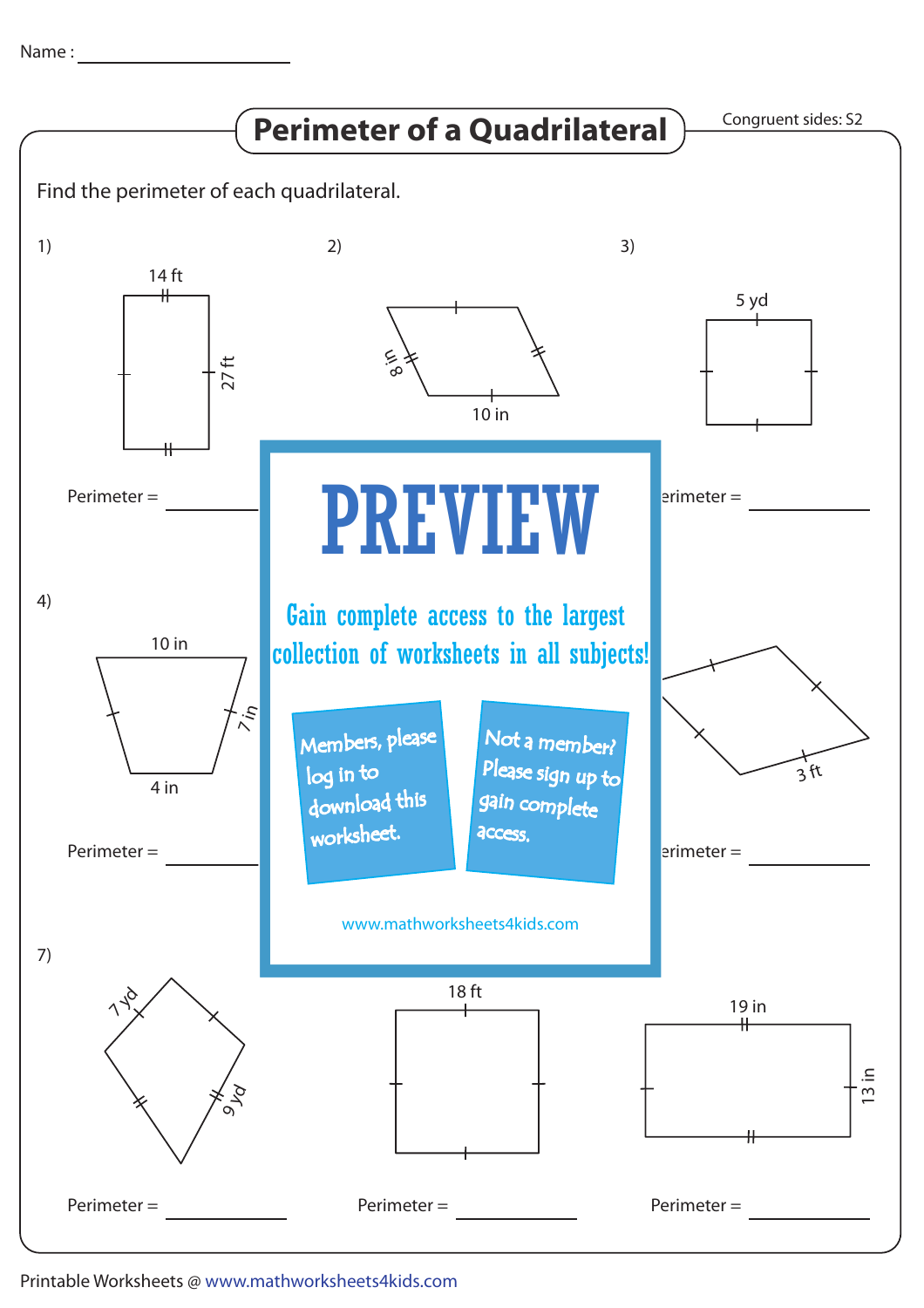Name : ____________________

# Perimeter of a Quadrilateral

Congruent sides: S2

Find the perimeter of each quadrilateral.

1) 14 ft, 27 ft

Perimeter = __________

2) 8 in, 10 in

3) 5 yd

Perimeter = __________

4) 10 in, 7 in, 4 in

Perimeter = __________

3 ft

Perimeter = __________

**PREVIEW**

Gain complete access to the largest collection of worksheets in all subjects!

Members, please log in to download this worksheet.

Not a member? Please sign up to gain complete access.

www.mathworksheets4kids.com

7) 7 yd, 9 yd

Perimeter = __________

18 ft

Perimeter = __________

19 in, 13 in

Perimeter = __________

Printable Worksheets @ www.mathworksheets4kids.com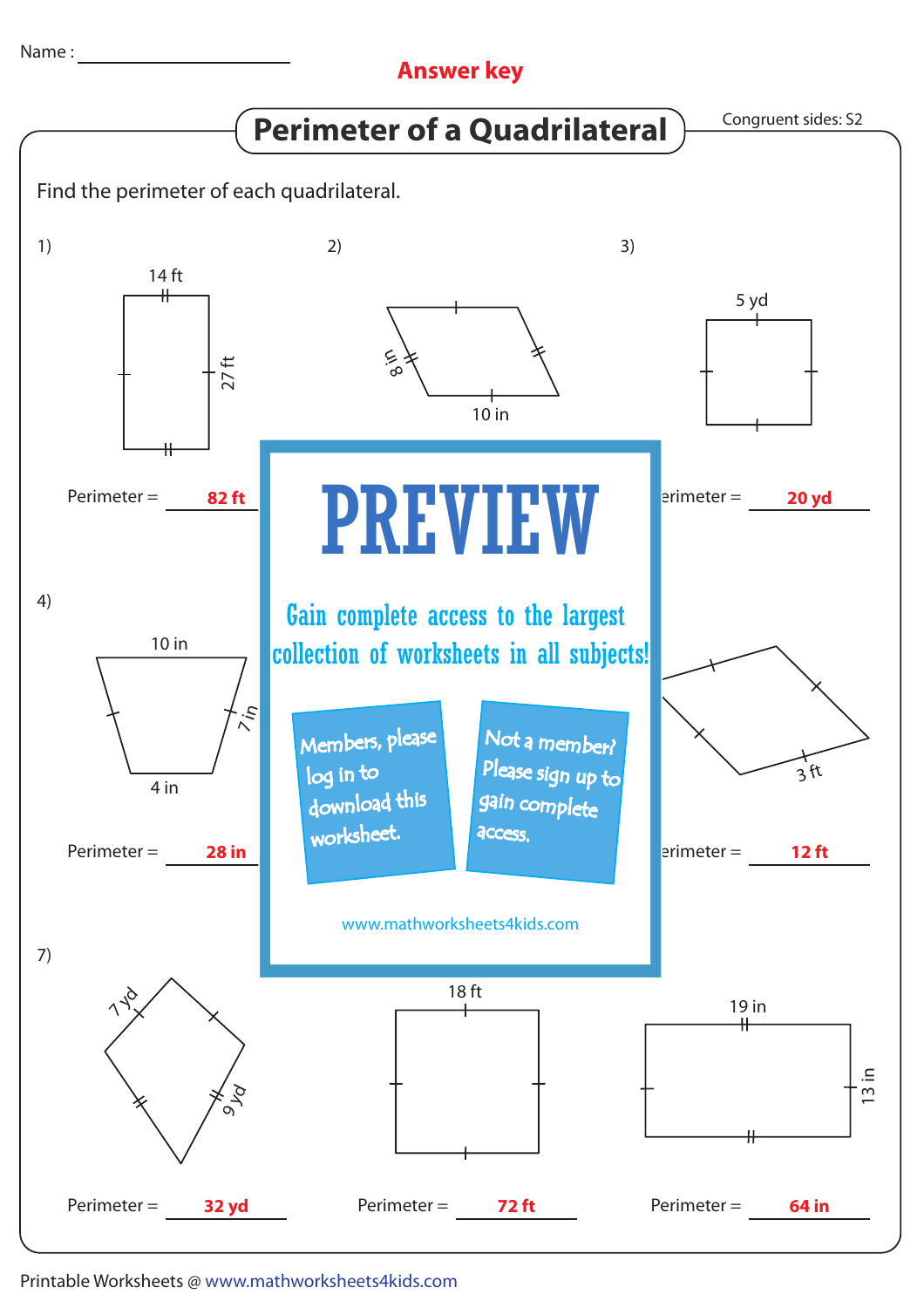Name :

**Answer key**

# Perimeter of a Quadrilateral

Congruent sides: S2

Find the perimeter of each quadrilateral.

1)

14 ft

27 ft

Perimeter = **82 ft**

2)

8 in

10 in

3)

5 yd

Perimeter = **20 yd**

4)

10 in

7 in

4 in

Perimeter = **28 in**

3 ft

Perimeter = **12 ft**

**PREVIEW**

Gain complete access to the largest collection of worksheets in all subjects!

Members, please log in to download this worksheet.

Not a member? Please sign up to gain complete access.

www.mathworksheets4kids.com

7)

7 yd

9 yd

Perimeter = **32 yd**

18 ft

Perimeter = **72 ft**

19 in

13 in

Perimeter = **64 in**

Printable Worksheets @ www.mathworksheets4kids.com